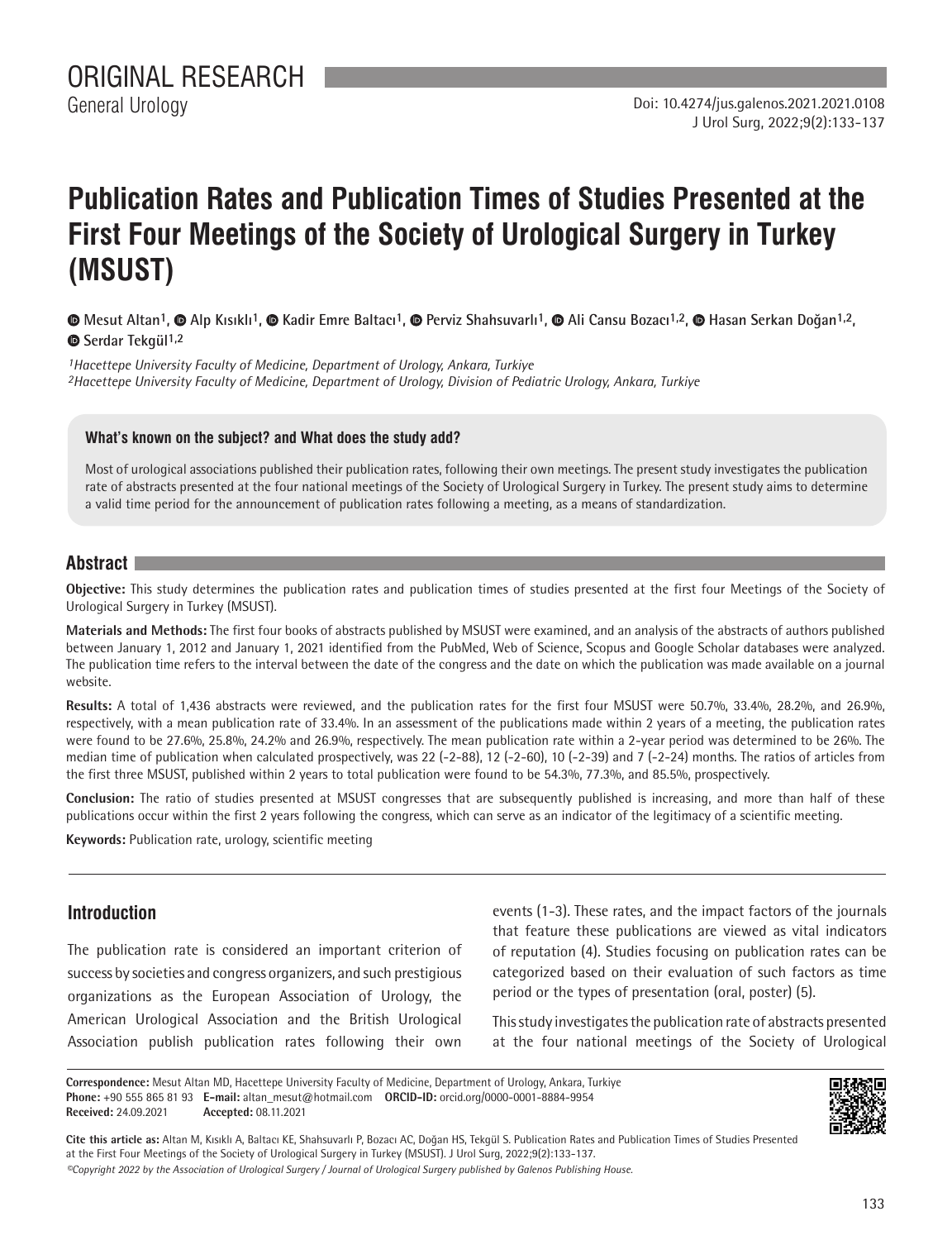ORIGINAL RESEARCH

General Urology

Doi: 10.4274/jus.galenos.2021.2021.0108

# Publication Rates and Publication Times of Studies Presented at the First Four Meetings of the Society of Urological Surgery in Turkey (MSUST)

Mesut Altan[1], Alp Kısıklı[1], Kadir Emre Baltacı[1], Perviz Shahsuvarlı[1], Ali Cansu Bozacı[1,2], Hasan Serkan Doğan[1,2], Serdar Tekgül[1,2]

*[1]Hacettepe University Faculty of Medicine, Department of Urology, Ankara, Turkiye*
*[2]Hacettepe University Faculty of Medicine, Department of Urology, Division of Pediatric Urology, Ankara, Turkiye*

**What's known on the subject? and What does the study add?**

Most of urological associations published their publication rates, following their own meetings. The present study investigates the publication rate of abstracts presented at the four national meetings of the Society of Urological Surgery in Turkey. The present study aims to determine a valid time period for the announcement of publication rates following a meeting, as a means of standardization.

## Abstract

**Objective:** This study determines the publication rates and publication times of studies presented at the first four Meetings of the Society of Urological Surgery in Turkey (MSUST).

**Materials and Methods:** The first four books of abstracts published by MSUST were examined, and an analysis of the abstracts of authors published between January 1, 2012 and January 1, 2021 identified from the PubMed, Web of Science, Scopus and Google Scholar databases were analyzed. The publication time refers to the interval between the date of the congress and the date on which the publication was made available on a journal website.

**Results:** A total of 1,436 abstracts were reviewed, and the publication rates for the first four MSUST were 50.7%, 33.4%, 28.2%, and 26.9%, respectively, with a mean publication rate of 33.4%. In an assessment of the publications made within 2 years of a meeting, the publication rates were found to be 27.6%, 25.8%, 24.2% and 26.9%, respectively. The mean publication rate within a 2-year period was determined to be 26%. The median time of publication when calculated prospectively, was 22 (-2-88), 12 (-2-60), 10 (-2-39) and 7 (-2-24) months. The ratios of articles from the first three MSUST, published within 2 years to total publication were found to be 54.3%, 77.3%, and 85.5%, prospectively.

**Conclusion:** The ratio of studies presented at MSUST congresses that are subsequently published is increasing, and more than half of these publications occur within the first 2 years following the congress, which can serve as an indicator of the legitimacy of a scientific meeting.

**Keywords:** Publication rate, urology, scientific meeting

## Introduction

The publication rate is considered an important criterion of success by societies and congress organizers, and such prestigious organizations as the European Association of Urology, the American Urological Association and the British Urological Association publish publication rates following their own events (1-3). These rates, and the impact factors of the journals that feature these publications are viewed as vital indicators of reputation (4). Studies focusing on publication rates can be categorized based on their evaluation of such factors as time period or the types of presentation (oral, poster) (5).

This study investigates the publication rate of abstracts presented at the four national meetings of the Society of Urological

**Correspondence:** Mesut Altan MD, Hacettepe University Faculty of Medicine, Department of Urology, Ankara, Turkiye
**Phone:** +90 555 865 81 93 **E-mail:** altan_mesut@hotmail.com **ORCID-ID:** orcid.org/0000-0001-8884-9954
**Received:** 24.09.2021 **Accepted:** 08.11.2021

**Cite this article as:** Altan M, Kısıklı A, Baltacı KE, Shahsuvarlı P, Bozacı AC, Doğan HS, Tekgül S. Publication Rates and Publication Times of Studies Presented at the First Four Meetings of the Society of Urological Surgery in Turkey (MSUST). J Urol Surg, 2022;9(2):133-137.

*©Copyright 2022 by the Association of Urological Surgery / Journal of Urological Surgery published by Galenos Publishing House.*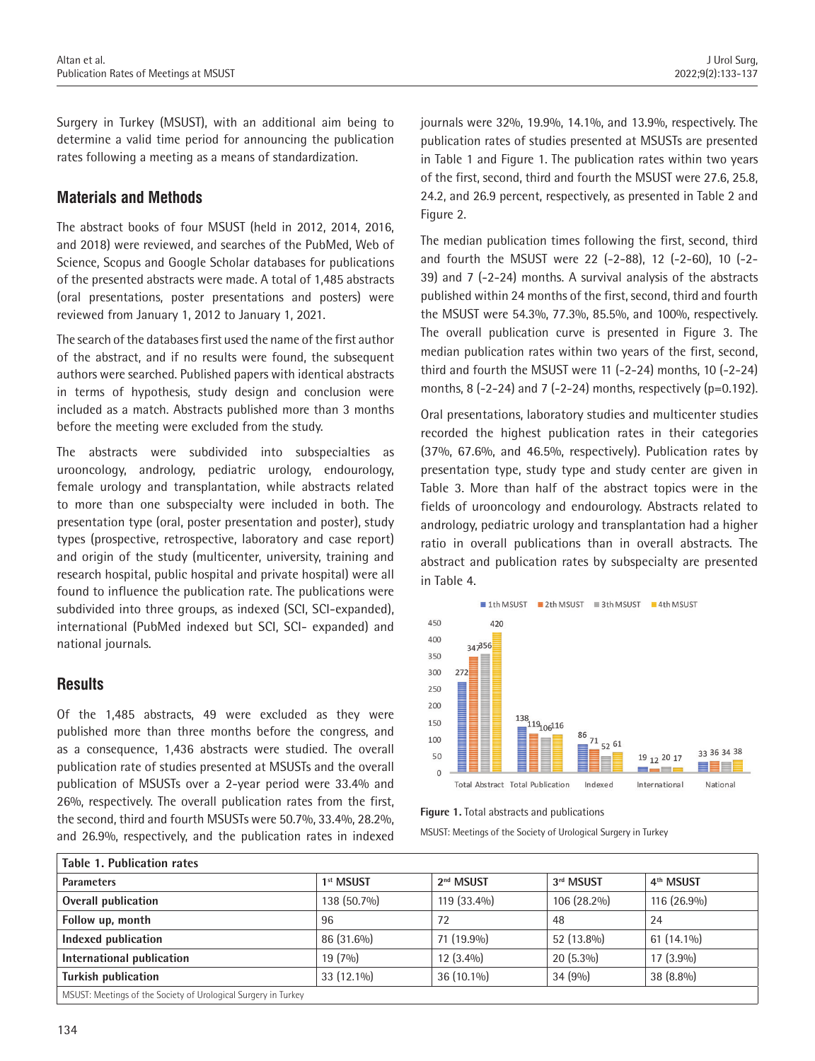Surgery in Turkey (MSUST), with an additional aim being to determine a valid time period for announcing the publication rates following a meeting as a means of standardization.

## Materials and Methods

The abstract books of four MSUST (held in 2012, 2014, 2016, and 2018) were reviewed, and searches of the PubMed, Web of Science, Scopus and Google Scholar databases for publications of the presented abstracts were made. A total of 1,485 abstracts (oral presentations, poster presentations and posters) were reviewed from January 1, 2012 to January 1, 2021.

The search of the databases first used the name of the first author of the abstract, and if no results were found, the subsequent authors were searched. Published papers with identical abstracts in terms of hypothesis, study design and conclusion were included as a match. Abstracts published more than 3 months before the meeting were excluded from the study.

The abstracts were subdivided into subspecialties as urooncology, andrology, pediatric urology, endourology, female urology and transplantation, while abstracts related to more than one subspecialty were included in both. The presentation type (oral, poster presentation and poster), study types (prospective, retrospective, laboratory and case report) and origin of the study (multicenter, university, training and research hospital, public hospital and private hospital) were all found to influence the publication rate. The publications were subdivided into three groups, as indexed (SCI, SCI-expanded), international (PubMed indexed but SCI, SCI- expanded) and national journals.

## Results

Of the 1,485 abstracts, 49 were excluded as they were published more than three months before the congress, and as a consequence, 1,436 abstracts were studied. The overall publication rate of studies presented at MSUSTs and the overall publication of MSUSTs over a 2-year period were 33.4% and 26%, respectively. The overall publication rates from the first, the second, third and fourth MSUSTs were 50.7%, 33.4%, 28.2%, and 26.9%, respectively, and the publication rates in indexed journals were 32%, 19.9%, 14.1%, and 13.9%, respectively. The publication rates of studies presented at MSUSTs are presented in Table 1 and Figure 1. The publication rates within two years of the first, second, third and fourth the MSUST were 27.6, 25.8, 24.2, and 26.9 percent, respectively, as presented in Table 2 and Figure 2.

The median publication times following the first, second, third and fourth the MSUST were 22 (-2-88), 12 (-2-60), 10 (-2-39) and 7 (-2-24) months. A survival analysis of the abstracts published within 24 months of the first, second, third and fourth the MSUST were 54.3%, 77.3%, 85.5%, and 100%, respectively. The overall publication curve is presented in Figure 3. The median publication rates within two years of the first, second, third and fourth the MSUST were 11 (-2-24) months, 10 (-2-24) months, 8 (-2-24) and 7 (-2-24) months, respectively (p=0.192).

Oral presentations, laboratory studies and multicenter studies recorded the highest publication rates in their categories (37%, 67.6%, and 46.5%, respectively). Publication rates by presentation type, study type and study center are given in Table 3. More than half of the abstract topics were in the fields of urooncology and endourology. Abstracts related to andrology, pediatric urology and transplantation had a higher ratio in overall publications than in overall abstracts. The abstract and publication rates by subspecialty are presented in Table 4.

| | 1th MSUST | 2th MSUST | 3th MSUST | 4th MSUST |
|---|---|---|---|---|
| Total Abstract | 272 | 347 | 356 | 420 |
| Total Publication | 138 | 119 | 106 | 116 |
| Indexed | 86 | 71 | 52 | 61 |
| International | 19 | 12 | 20 | 17 |
| National | 33 | 36 | 34 | 38 |

**Figure 1.** Total abstracts and publications

MSUST: Meetings of the Society of Urological Surgery in Turkey

**Table 1. Publication rates**

| Parameters | 1st MSUST | 2nd MSUST | 3rd MSUST | 4th MSUST |
|---|---|---|---|---|
| **Overall publication** | 138 (50.7%) | 119 (33.4%) | 106 (28.2%) | 116 (26.9%) |
| **Follow up, month** | 96 | 72 | 48 | 24 |
| **Indexed publication** | 86 (31.6%) | 71 (19.9%) | 52 (13.8%) | 61 (14.1%) |
| **International publication** | 19 (7%) | 12 (3.4%) | 20 (5.3%) | 17 (3.9%) |
| **Turkish publication** | 33 (12.1%) | 36 (10.1%) | 34 (9%) | 38 (8.8%) |

MSUST: Meetings of the Society of Urological Surgery in Turkey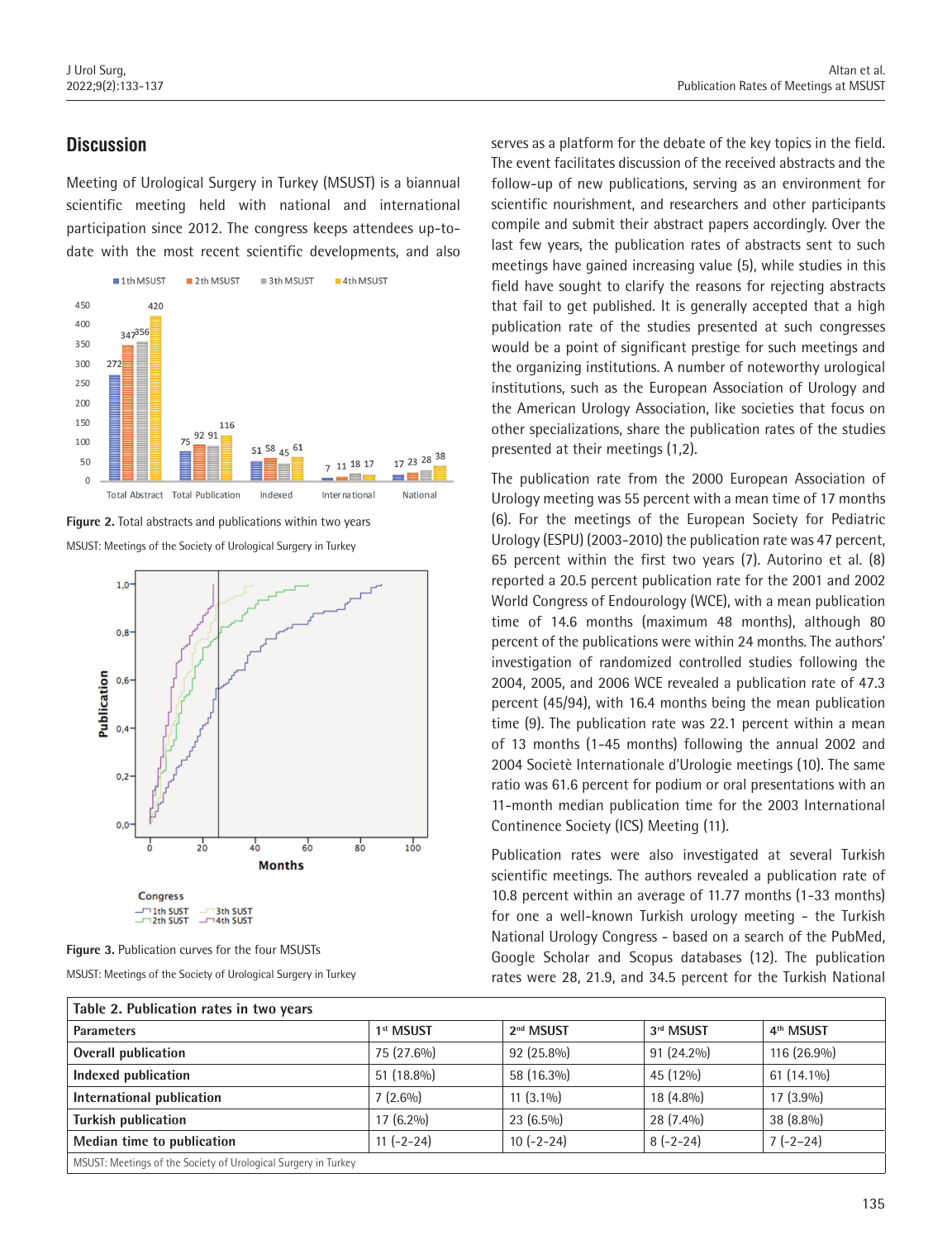## Discussion

Meeting of Urological Surgery in Turkey (MSUST) is a biannual scientific meeting held with national and international participation since 2012. The congress keeps attendees up-to-date with the most recent scientific developments, and also serves as a platform for the debate of the key topics in the field. The event facilitates discussion of the received abstracts and the follow-up of new publications, serving as an environment for scientific nourishment, and researchers and other participants compile and submit their abstract papers accordingly. Over the last few years, the publication rates of abstracts sent to such meetings have gained increasing value (5), while studies in this field have sought to clarify the reasons for rejecting abstracts that fail to get published. It is generally accepted that a high publication rate of the studies presented at such congresses would be a point of significant prestige for such meetings and the organizing institutions. A number of noteworthy urological institutions, such as the European Association of Urology and the American Urology Association, like societies that focus on other specializations, share the publication rates of the studies presented at their meetings (1,2).

**Figure 2.** Total abstracts and publications within two years

MSUST: Meetings of the Society of Urological Surgery in Turkey

**Figure 3.** Publication curves for the four MSUSTs

MSUST: Meetings of the Society of Urological Surgery in Turkey

The publication rate from the 2000 European Association of Urology meeting was 55 percent with a mean time of 17 months (6). For the meetings of the European Society for Pediatric Urology (ESPU) (2003-2010) the publication rate was 47 percent, 65 percent within the first two years (7). Autorino et al. (8) reported a 20.5 percent publication rate for the 2001 and 2002 World Congress of Endourology (WCE), with a mean publication time of 14.6 months (maximum 48 months), although 80 percent of the publications were within 24 months. The authors' investigation of randomized controlled studies following the 2004, 2005, and 2006 WCE revealed a publication rate of 47.3 percent (45/94), with 16.4 months being the mean publication time (9). The publication rate was 22.1 percent within a mean of 13 months (1-45 months) following the annual 2002 and 2004 Societè Internationale d'Urologie meetings (10). The same ratio was 61.6 percent for podium or oral presentations with an 11-month median publication time for the 2003 International Continence Society (ICS) Meeting (11).

Publication rates were also investigated at several Turkish scientific meetings. The authors revealed a publication rate of 10.8 percent within an average of 11.77 months (1-33 months) for one a well-known Turkish urology meeting - the Turkish National Urology Congress - based on a search of the PubMed, Google Scholar and Scopus databases (12). The publication rates were 28, 21.9, and 34.5 percent for the Turkish National

**Table 2. Publication rates in two years**

| Parameters | 1st MSUST | 2nd MSUST | 3rd MSUST | 4th MSUST |
|---|---|---|---|---|
| Overall publication | 75 (27.6%) | 92 (25.8%) | 91 (24.2%) | 116 (26.9%) |
| Indexed publication | 51 (18.8%) | 58 (16.3%) | 45 (12%) | 61 (14.1%) |
| International publication | 7 (2.6%) | 11 (3.1%) | 18 (4.8%) | 17 (3.9%) |
| Turkish publication | 17 (6.2%) | 23 (6.5%) | 28 (7.4%) | 38 (8.8%) |
| Median time to publication | 11 (-2-24) | 10 (-2-24) | 8 (-2-24) | 7 (-2-24) |

MSUST: Meetings of the Society of Urological Surgery in Turkey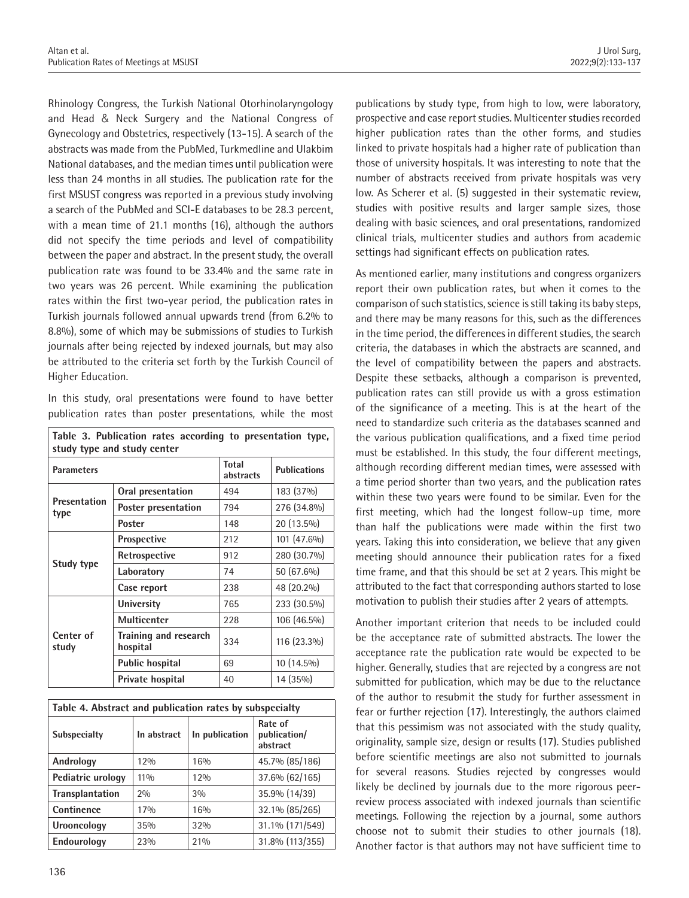Rhinology Congress, the Turkish National Otorhinolaryngology and Head & Neck Surgery and the National Congress of Gynecology and Obstetrics, respectively (13-15). A search of the abstracts was made from the PubMed, Turkmedline and Ulakbim National databases, and the median times until publication were less than 24 months in all studies. The publication rate for the first MSUST congress was reported in a previous study involving a search of the PubMed and SCI-E databases to be 28.3 percent, with a mean time of 21.1 months (16), although the authors did not specify the time periods and level of compatibility between the paper and abstract. In the present study, the overall publication rate was found to be 33.4% and the same rate in two years was 26 percent. While examining the publication rates within the first two-year period, the publication rates in Turkish journals followed annual upwards trend (from 6.2% to 8.8%), some of which may be submissions of studies to Turkish journals after being rejected by indexed journals, but may also be attributed to the criteria set forth by the Turkish Council of Higher Education.

In this study, oral presentations were found to have better publication rates than poster presentations, while the most publications by study type, from high to low, were laboratory, prospective and case report studies. Multicenter studies recorded higher publication rates than the other forms, and studies linked to private hospitals had a higher rate of publication than those of university hospitals. It was interesting to note that the number of abstracts received from private hospitals was very low. As Scherer et al. (5) suggested in their systematic review, studies with positive results and larger sample sizes, those dealing with basic sciences, and oral presentations, randomized clinical trials, multicenter studies and authors from academic settings had significant effects on publication rates.

**Table 3. Publication rates according to presentation type, study type and study center**

| Parameters | | Total abstracts | Publications |
|---|---|---|---|
| Presentation type | Oral presentation | 494 | 183 (37%) |
| | Poster presentation | 794 | 276 (34.8%) |
| | Poster | 148 | 20 (13.5%) |
| Study type | Prospective | 212 | 101 (47.6%) |
| | Retrospective | 912 | 280 (30.7%) |
| | Laboratory | 74 | 50 (67.6%) |
| | Case report | 238 | 48 (20.2%) |
| Center of study | University | 765 | 233 (30.5%) |
| | Multicenter | 228 | 106 (46.5%) |
| | Training and research hospital | 334 | 116 (23.3%) |
| | Public hospital | 69 | 10 (14.5%) |
| | Private hospital | 40 | 14 (35%) |

**Table 4. Abstract and publication rates by subspecialty**

| Subspecialty | In abstract | In publication | Rate of publication/ abstract |
|---|---|---|---|
| Andrology | 12% | 16% | 45.7% (85/186) |
| Pediatric urology | 11% | 12% | 37.6% (62/165) |
| Transplantation | 2% | 3% | 35.9% (14/39) |
| Continence | 17% | 16% | 32.1% (85/265) |
| Urooncology | 35% | 32% | 31.1% (171/549) |
| Endourology | 23% | 21% | 31.8% (113/355) |

As mentioned earlier, many institutions and congress organizers report their own publication rates, but when it comes to the comparison of such statistics, science is still taking its baby steps, and there may be many reasons for this, such as the differences in the time period, the differences in different studies, the search criteria, the databases in which the abstracts are scanned, and the level of compatibility between the papers and abstracts. Despite these setbacks, although a comparison is prevented, publication rates can still provide us with a gross estimation of the significance of a meeting. This is at the heart of the need to standardize such criteria as the databases scanned and the various publication qualifications, and a fixed time period must be established. In this study, the four different meetings, although recording different median times, were assessed with a time period shorter than two years, and the publication rates within these two years were found to be similar. Even for the first meeting, which had the longest follow-up time, more than half the publications were made within the first two years. Taking this into consideration, we believe that any given meeting should announce their publication rates for a fixed time frame, and that this should be set at 2 years. This might be attributed to the fact that corresponding authors started to lose motivation to publish their studies after 2 years of attempts.

Another important criterion that needs to be included could be the acceptance rate of submitted abstracts. The lower the acceptance rate the publication rate would be expected to be higher. Generally, studies that are rejected by a congress are not submitted for publication, which may be due to the reluctance of the author to resubmit the study for further assessment in fear or further rejection (17). Interestingly, the authors claimed that this pessimism was not associated with the study quality, originality, sample size, design or results (17). Studies published before scientific meetings are also not submitted to journals for several reasons. Studies rejected by congresses would likely be declined by journals due to the more rigorous peer-review process associated with indexed journals than scientific meetings. Following the rejection by a journal, some authors choose not to submit their studies to other journals (18). Another factor is that authors may not have sufficient time to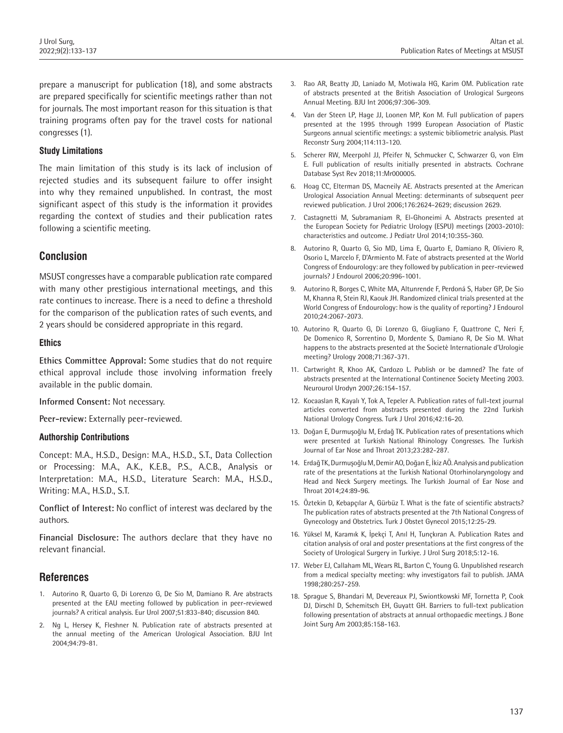prepare a manuscript for publication (18), and some abstracts are prepared specifically for scientific meetings rather than not for journals. The most important reason for this situation is that training programs often pay for the travel costs for national congresses (1).

### Study Limitations

The main limitation of this study is its lack of inclusion of rejected studies and its subsequent failure to offer insight into why they remained unpublished. In contrast, the most significant aspect of this study is the information it provides regarding the context of studies and their publication rates following a scientific meeting.

## Conclusion

MSUST congresses have a comparable publication rate compared with many other prestigious international meetings, and this rate continues to increase. There is a need to define a threshold for the comparison of the publication rates of such events, and 2 years should be considered appropriate in this regard.

### Ethics

**Ethics Committee Approval:** Some studies that do not require ethical approval include those involving information freely available in the public domain.

**Informed Consent:** Not necessary.

**Peer-review:** Externally peer-reviewed.

### Authorship Contributions

Concept: M.A., H.S.D., Design: M.A., H.S.D., S.T., Data Collection or Processing: M.A., A.K., K.E.B., P.S., A.C.B., Analysis or Interpretation: M.A., H.S.D., Literature Search: M.A., H.S.D., Writing: M.A., H.S.D., S.T.

**Conflict of Interest:** No conflict of interest was declared by the authors.

**Financial Disclosure:** The authors declare that they have no relevant financial.

## References

1. Autorino R, Quarto G, Di Lorenzo G, De Sio M, Damiano R. Are abstracts presented at the EAU meeting followed by publication in peer-reviewed journals? A critical analysis. Eur Urol 2007;51:833-840; discussion 840.
2. Ng L, Hersey K, Fleshner N. Publication rate of abstracts presented at the annual meeting of the American Urological Association. BJU Int 2004;94:79-81.
3. Rao AR, Beatty JD, Laniado M, Motiwala HG, Karim OM. Publication rate of abstracts presented at the British Association of Urological Surgeons Annual Meeting. BJU Int 2006;97:306-309.
4. Van der Steen LP, Hage JJ, Loonen MP, Kon M. Full publication of papers presented at the 1995 through 1999 European Association of Plastic Surgeons annual scientific meetings: a systemic bibliometric analysis. Plast Reconstr Surg 2004;114:113-120.
5. Scherer RW, Meerpohl JJ, Pfeifer N, Schmucker C, Schwarzer G, von Elm E. Full publication of results initially presented in abstracts. Cochrane Database Syst Rev 2018;11:Mr000005.
6. Hoag CC, Elterman DS, Macneily AE. Abstracts presented at the American Urological Association Annual Meeting: determinants of subsequent peer reviewed publication. J Urol 2006;176:2624-2629; discussion 2629.
7. Castagnetti M, Subramaniam R, El-Ghoneimi A. Abstracts presented at the European Society for Pediatric Urology (ESPU) meetings (2003-2010): characteristics and outcome. J Pediatr Urol 2014;10:355-360.
8. Autorino R, Quarto G, Sio MD, Lima E, Quarto E, Damiano R, Oliviero R, Osorio L, Marcelo F, D'Armiento M. Fate of abstracts presented at the World Congress of Endourology: are they followed by publication in peer-reviewed journals? J Endourol 2006;20:996-1001.
9. Autorino R, Borges C, White MA, Altunrende F, Perdoná S, Haber GP, De Sio M, Khanna R, Stein RJ, Kaouk JH. Randomized clinical trials presented at the World Congress of Endourology: how is the quality of reporting? J Endourol 2010;24:2067-2073.
10. Autorino R, Quarto G, Di Lorenzo G, Giugliano F, Quattrone C, Neri F, De Domenico R, Sorrentino D, Mordente S, Damiano R, De Sio M. What happens to the abstracts presented at the Societè Internationale d'Urologie meeting? Urology 2008;71:367-371.
11. Cartwright R, Khoo AK, Cardozo L. Publish or be damned? The fate of abstracts presented at the International Continence Society Meeting 2003. Neurourol Urodyn 2007;26:154-157.
12. Kocaaslan R, Kayalı Y, Tok A, Tepeler A. Publication rates of full-text journal articles converted from abstracts presented during the 22nd Turkish National Urology Congress. Turk J Urol 2016;42:16-20.
13. Doğan E, Durmuşoğlu M, Erdağ TK. Publication rates of presentations which were presented at Turkish National Rhinology Congresses. The Turkish Journal of Ear Nose and Throat 2013;23:282-287.
14. Erdağ TK, Durmuşoğlu M, Demir AO, Doğan E, İkiz AÖ. Analysis and publication rate of the presentations at the Turkish National Otorhinolaryngology and Head and Neck Surgery meetings. The Turkish Journal of Ear Nose and Throat 2014;24:89-96.
15. Öztekin D, Kebapçılar A, Gürbüz T. What is the fate of scientific abstracts? The publication rates of abstracts presented at the 7th National Congress of Gynecology and Obstetrics. Turk J Obstet Gynecol 2015;12:25-29.
16. Yüksel M, Karamık K, İpekçi T, Anıl H, Tunçkıran A. Publication Rates and citation analysis of oral and poster presentations at the first congress of the Society of Urological Surgery in Turkiye. J Urol Surg 2018;5:12-16.
17. Weber EJ, Callaham ML, Wears RL, Barton C, Young G. Unpublished research from a medical specialty meeting: why investigators fail to publish. JAMA 1998;280:257-259.
18. Sprague S, Bhandari M, Devereaux PJ, Swiontkowski MF, Tornetta P, Cook DJ, Dirschl D, Schemitsch EH, Guyatt GH. Barriers to full-text publication following presentation of abstracts at annual orthopaedic meetings. J Bone Joint Surg Am 2003;85:158-163.